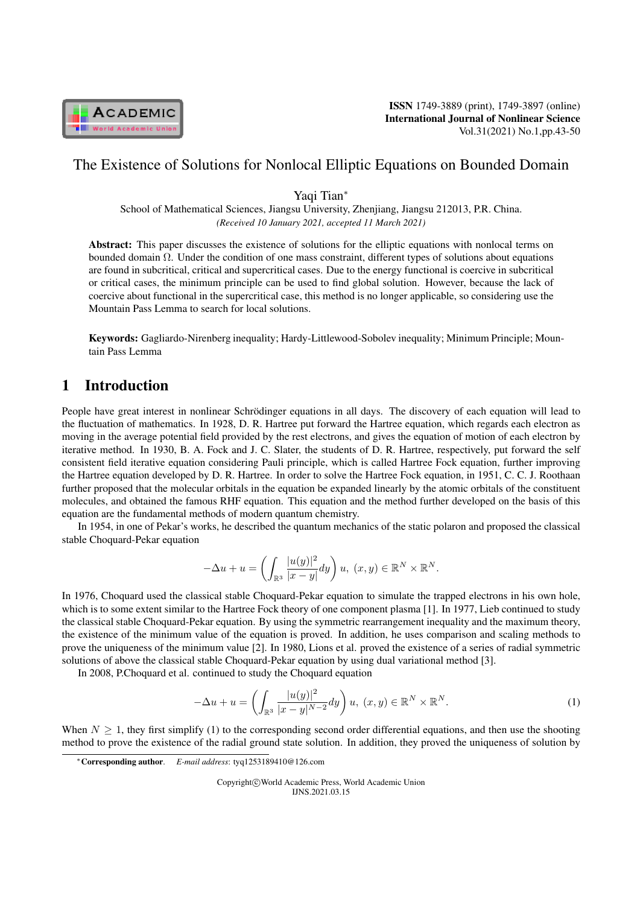# The Existence of Solutions for Nonlocal Elliptic Equations on Bounded Domain

Yaqi Tian*

School of Mathematical Sciences, Jiangsu University, Zhenjiang, Jiangsu 212013, P.R. China.

*(Received 10 January 2021, accepted 11 March 2021)*

**Abstract:** This paper discusses the existence of solutions for the elliptic equations with nonlocal terms on bounded domain $\Omega$. Under the condition of one mass constraint, different types of solutions about equations are found in subcritical, critical and supercritical cases. Due to the energy functional is coercive in subcritical or critical cases, the minimum principle can be used to find global solution. However, because the lack of coercive about functional in the supercritical case, this method is no longer applicable, so considering use the Mountain Pass Lemma to search for local solutions.

**Keywords:** Gagliardo-Nirenberg inequality; Hardy-Littlewood-Sobolev inequality; Minimum Principle; Mountain Pass Lemma

## 1 Introduction

People have great interest in nonlinear Schrödinger equations in all days. The discovery of each equation will lead to the fluctuation of mathematics. In 1928, D. R. Hartree put forward the Hartree equation, which regards each electron as moving in the average potential field provided by the rest electrons, and gives the equation of motion of each electron by iterative method. In 1930, B. A. Fock and J. C. Slater, the students of D. R. Hartree, respectively, put forward the self consistent field iterative equation considering Pauli principle, which is called Hartree Fock equation, further improving the Hartree equation developed by D. R. Hartree. In order to solve the Hartree Fock equation, in 1951, C. C. J. Roothaan further proposed that the molecular orbitals in the equation be expanded linearly by the atomic orbitals of the constituent molecules, and obtained the famous RHF equation. This equation and the method further developed on the basis of this equation are the fundamental methods of modern quantum chemistry.

In 1954, in one of Pekar's works, he described the quantum mechanics of the static polaron and proposed the classical stable Choquard-Pekar equation

$$-\Delta u + u = \left( \int_{\mathbb{R}^3} \frac{|u(y)|^2}{|x-y|} dy \right) u, \ (x,y) \in \mathbb{R}^N \times \mathbb{R}^N.$$

In 1976, Choquard used the classical stable Choquard-Pekar equation to simulate the trapped electrons in his own hole, which is to some extent similar to the Hartree Fock theory of one component plasma [1]. In 1977, Lieb continued to study the classical stable Choquard-Pekar equation. By using the symmetric rearrangement inequality and the maximum theory, the existence of the minimum value of the equation is proved. In addition, he uses comparison and scaling methods to prove the uniqueness of the minimum value [2]. In 1980, Lions et al. proved the existence of a series of radial symmetric solutions of above the classical stable Choquard-Pekar equation by using dual variational method [3].

In 2008, P.Choquard et al. continued to study the Choquard equation

$$-\Delta u + u = \left( \int_{\mathbb{R}^3} \frac{|u(y)|^2}{|x-y|^{N-2}} dy \right) u, \ (x,y) \in \mathbb{R}^N \times \mathbb{R}^N. \tag{1}$$

When $N \geq 1$, they first simplify (1) to the corresponding second order differential equations, and then use the shooting method to prove the existence of the radial ground state solution. In addition, they proved the uniqueness of solution by

*Corresponding author. *E-mail address*: tyq1253189410@126.com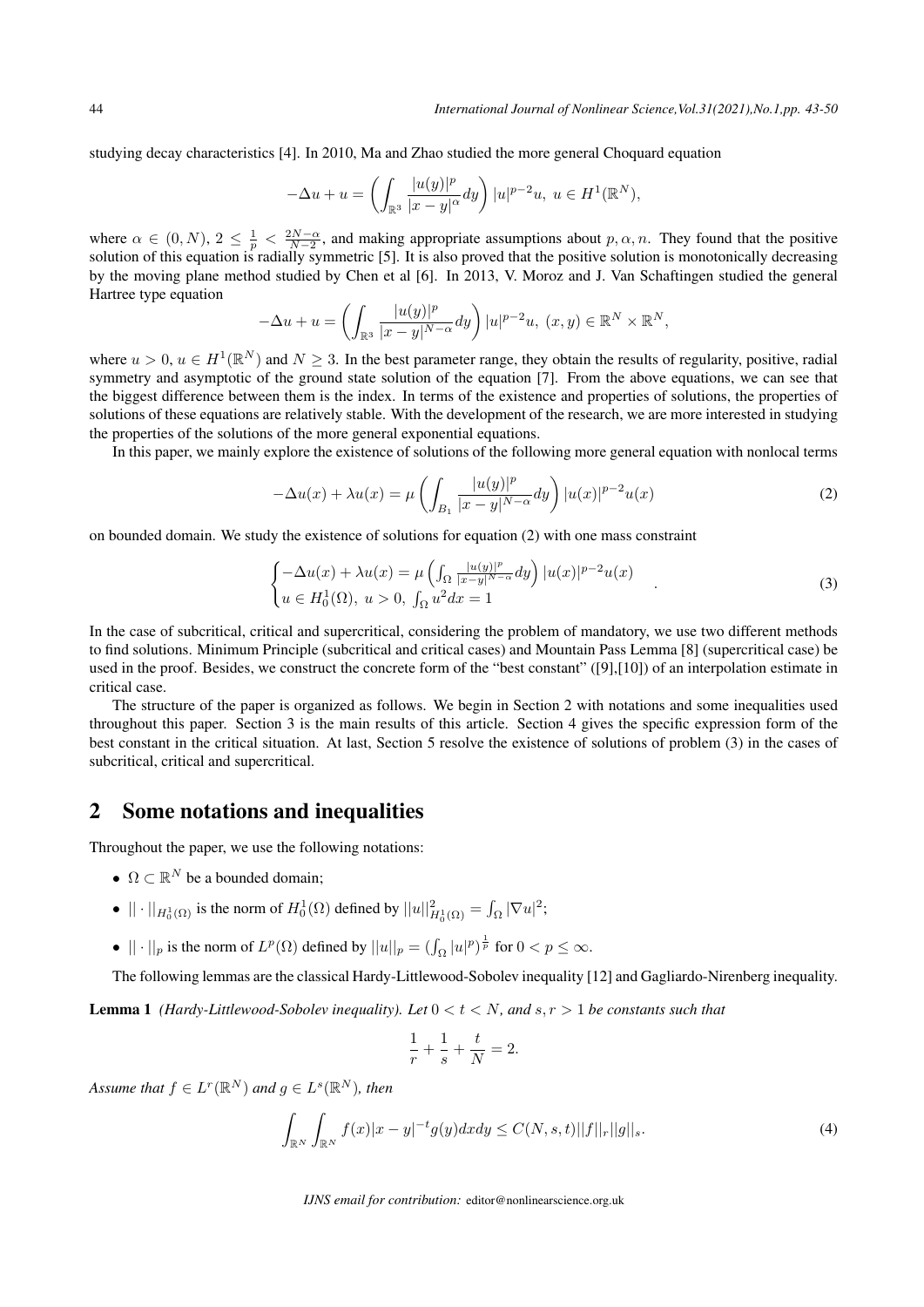studying decay characteristics [4]. In 2010, Ma and Zhao studied the more general Choquard equation

$$-\Delta u + u = \left(\int_{\mathbb{R}^3} \frac{|u(y)|^p}{|x-y|^\alpha} dy\right) |u|^{p-2}u,\ u \in H^1(\mathbb{R}^N),$$

where $\alpha \in (0, N)$, $2 \leq \frac{1}{p} < \frac{2N-\alpha}{N-2}$, and making appropriate assumptions about $p, \alpha, n$. They found that the positive solution of this equation is radially symmetric [5]. It is also proved that the positive solution is monotonically decreasing by the moving plane method studied by Chen et al [6]. In 2013, V. Moroz and J. Van Schaftingen studied the general Hartree type equation

$$-\Delta u + u = \left(\int_{\mathbb{R}^3} \frac{|u(y)|^p}{|x-y|^{N-\alpha}} dy\right) |u|^{p-2}u,\ (x, y) \in \mathbb{R}^N \times \mathbb{R}^N,$$

where $u > 0$, $u \in H^1(\mathbb{R}^N)$ and $N \geq 3$. In the best parameter range, they obtain the results of regularity, positive, radial symmetry and asymptotic of the ground state solution of the equation [7]. From the above equations, we can see that the biggest difference between them is the index. In terms of the existence and properties of solutions, the properties of solutions of these equations are relatively stable. With the development of the research, we are more interested in studying the properties of the solutions of the more general exponential equations.

In this paper, we mainly explore the existence of solutions of the following more general equation with nonlocal terms

$$-\Delta u(x) + \lambda u(x) = \mu \left(\int_{B_1} \frac{|u(y)|^p}{|x-y|^{N-\alpha}} dy\right) |u(x)|^{p-2}u(x) \tag{2}$$

on bounded domain. We study the existence of solutions for equation (2) with one mass constraint

$$\begin{cases} -\Delta u(x) + \lambda u(x) = \mu \left(\int_\Omega \frac{|u(y)|^p}{|x-y|^{N-\alpha}} dy\right) |u(x)|^{p-2}u(x) \\ u \in H_0^1(\Omega),\ u > 0,\ \int_\Omega u^2 dx = 1 \end{cases}. \tag{3}$$

In the case of subcritical, critical and supercritical, considering the problem of mandatory, we use two different methods to find solutions. Minimum Principle (subcritical and critical cases) and Mountain Pass Lemma [8] (supercritical case) be used in the proof. Besides, we construct the concrete form of the "best constant" ([9],[10]) of an interpolation estimate in critical case.

The structure of the paper is organized as follows. We begin in Section 2 with notations and some inequalities used throughout this paper. Section 3 is the main results of this article. Section 4 gives the specific expression form of the best constant in the critical situation. At last, Section 5 resolve the existence of solutions of problem (3) in the cases of subcritical, critical and supercritical.

## 2 Some notations and inequalities

Throughout the paper, we use the following notations:

- $\Omega \subset \mathbb{R}^N$ be a bounded domain;
- $||\cdot||_{H_0^1(\Omega)}$ is the norm of $H_0^1(\Omega)$ defined by $||u||^2_{H_0^1(\Omega)} = \int_\Omega |\nabla u|^2$;
- $||\cdot||_p$ is the norm of $L^p(\Omega)$ defined by $||u||_p = (\int_\Omega |u|^p)^{\frac{1}{p}}$ for $0 < p \leq \infty$.

The following lemmas are the classical Hardy-Littlewood-Sobolev inequality [12] and Gagliardo-Nirenberg inequality.

**Lemma 1** *(Hardy-Littlewood-Sobolev inequality). Let $0 < t < N$, and $s, r > 1$ be constants such that*

$$\frac{1}{r} + \frac{1}{s} + \frac{t}{N} = 2.$$

*Assume that $f \in L^r(\mathbb{R}^N)$ and $g \in L^s(\mathbb{R}^N)$, then*

$$\int_{\mathbb{R}^N}\int_{\mathbb{R}^N} f(x)|x-y|^{-t}g(y)dxdy \leq C(N, s, t)||f||_r||g||_s. \tag{4}$$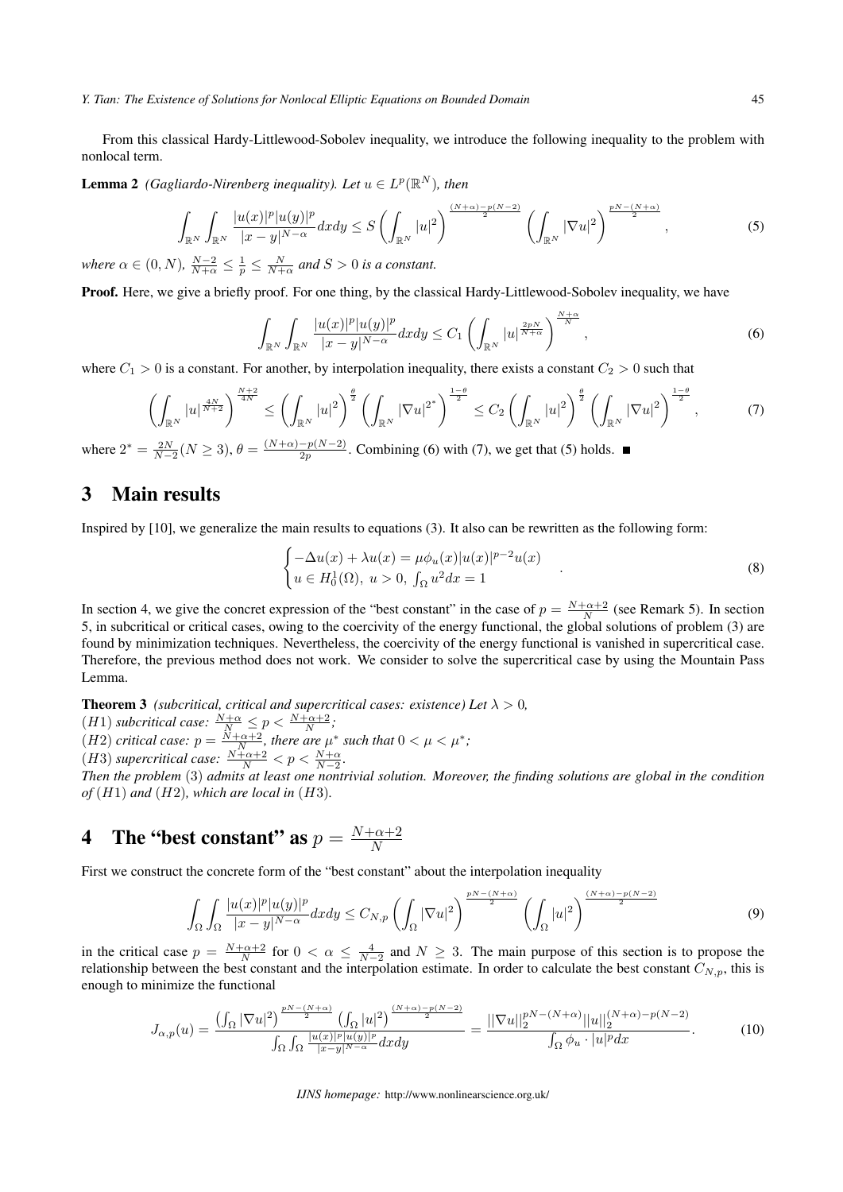From this classical Hardy-Littlewood-Sobolev inequality, we introduce the following inequality to the problem with nonlocal term.

**Lemma 2** *(Gagliardo-Nirenberg inequality). Let $u \in L^p(\mathbb{R}^N)$, then*

$$\int_{\mathbb{R}^N}\int_{\mathbb{R}^N} \frac{|u(x)|^p|u(y)|^p}{|x-y|^{N-\alpha}}dxdy \leq S\left(\int_{\mathbb{R}^N}|u|^2\right)^{\frac{(N+\alpha)-p(N-2)}{2}}\left(\int_{\mathbb{R}^N}|\nabla u|^2\right)^{\frac{pN-(N+\alpha)}{2}}, \tag{5}$$

*where $\alpha \in (0, N)$, $\frac{N-2}{N+\alpha} \leq \frac{1}{p} \leq \frac{N}{N+\alpha}$ and $S > 0$ is a constant.*

**Proof.** Here, we give a briefly proof. For one thing, by the classical Hardy-Littlewood-Sobolev inequality, we have

$$\int_{\mathbb{R}^N}\int_{\mathbb{R}^N} \frac{|u(x)|^p|u(y)|^p}{|x-y|^{N-\alpha}}dxdy \leq C_1\left(\int_{\mathbb{R}^N}|u|^{\frac{2pN}{N+\alpha}}\right)^{\frac{N+\alpha}{N}}, \tag{6}$$

where $C_1 > 0$ is a constant. For another, by interpolation inequality, there exists a constant $C_2 > 0$ such that

$$\left(\int_{\mathbb{R}^N}|u|^{\frac{4N}{N+2}}\right)^{\frac{N+2}{4N}} \leq \left(\int_{\mathbb{R}^N}|u|^2\right)^{\frac{\theta}{2}}\left(\int_{\mathbb{R}^N}|\nabla u|^{2^*}\right)^{\frac{1-\theta}{2}} \leq C_2\left(\int_{\mathbb{R}^N}|u|^2\right)^{\frac{\theta}{2}}\left(\int_{\mathbb{R}^N}|\nabla u|^2\right)^{\frac{1-\theta}{2}}, \tag{7}$$

where $2^* = \frac{2N}{N-2}(N \geq 3)$, $\theta = \frac{(N+\alpha)-p(N-2)}{2p}$. Combining (6) with (7), we get that (5) holds. ■

## 3 Main results

Inspired by [10], we generalize the main results to equations (3). It also can be rewritten as the following form:

$$\begin{cases} -\Delta u(x) + \lambda u(x) = \mu\phi_u(x)|u(x)|^{p-2}u(x) \\ u \in H_0^1(\Omega),\ u > 0,\ \int_\Omega u^2 dx = 1 \end{cases}. \tag{8}$$

In section 4, we give the concrete expression of the "best constant" in the case of $p = \frac{N+\alpha+2}{N}$ (see Remark 5). In section 5, in subcritical or critical cases, owing to the coercivity of the energy functional, the global solutions of problem (3) are found by minimization techniques. Nevertheless, the coercivity of the energy functional is vanished in supercritical case. Therefore, the previous method does not work. We consider to solve the supercritical case by using the Mountain Pass Lemma.

**Theorem 3** *(subcritical, critical and supercritical cases: existence) Let $\lambda > 0$,*
*$(H1)$ subcritical case: $\frac{N+\alpha}{N} \leq p < \frac{N+\alpha+2}{N}$;*
*$(H2)$ critical case: $p = \frac{N+\alpha+2}{N}$, there are $\mu^*$ such that $0 < \mu < \mu^*$;*
*$(H3)$ supercritical case: $\frac{N+\alpha+2}{N} < p < \frac{N+\alpha}{N-2}$.*
*Then the problem (3) admits at least one nontrivial solution. Moreover, the finding solutions are global in the condition of $(H1)$ and $(H2)$, which are local in $(H3)$.*

## 4 The "best constant" as $p = \frac{N+\alpha+2}{N}$

First we construct the concrete form of the "best constant" about the interpolation inequality

$$\int_\Omega\int_\Omega \frac{|u(x)|^p|u(y)|^p}{|x-y|^{N-\alpha}}dxdy \leq C_{N,p}\left(\int_\Omega|\nabla u|^2\right)^{\frac{pN-(N+\alpha)}{2}}\left(\int_\Omega|u|^2\right)^{\frac{(N+\alpha)-p(N-2)}{2}} \tag{9}$$

in the critical case $p = \frac{N+\alpha+2}{N}$ for $0 < \alpha \leq \frac{4}{N-2}$ and $N \geq 3$. The main purpose of this section is to propose the relationship between the best constant and the interpolation estimate. In order to calculate the best constant $C_{N,p}$, this is enough to minimize the functional

$$J_{\alpha,p}(u) = \frac{\left(\int_\Omega|\nabla u|^2\right)^{\frac{pN-(N+\alpha)}{2}}\left(\int_\Omega|u|^2\right)^{\frac{(N+\alpha)-p(N-2)}{2}}}{\int_\Omega\int_\Omega \frac{|u(x)|^p|u(y)|^p}{|x-y|^{N-\alpha}}dxdy} = \frac{||\nabla u||_2^{pN-(N+\alpha)}||u||_2^{(N+\alpha)-p(N-2)}}{\int_\Omega \phi_u \cdot |u|^p dx}. \tag{10}$$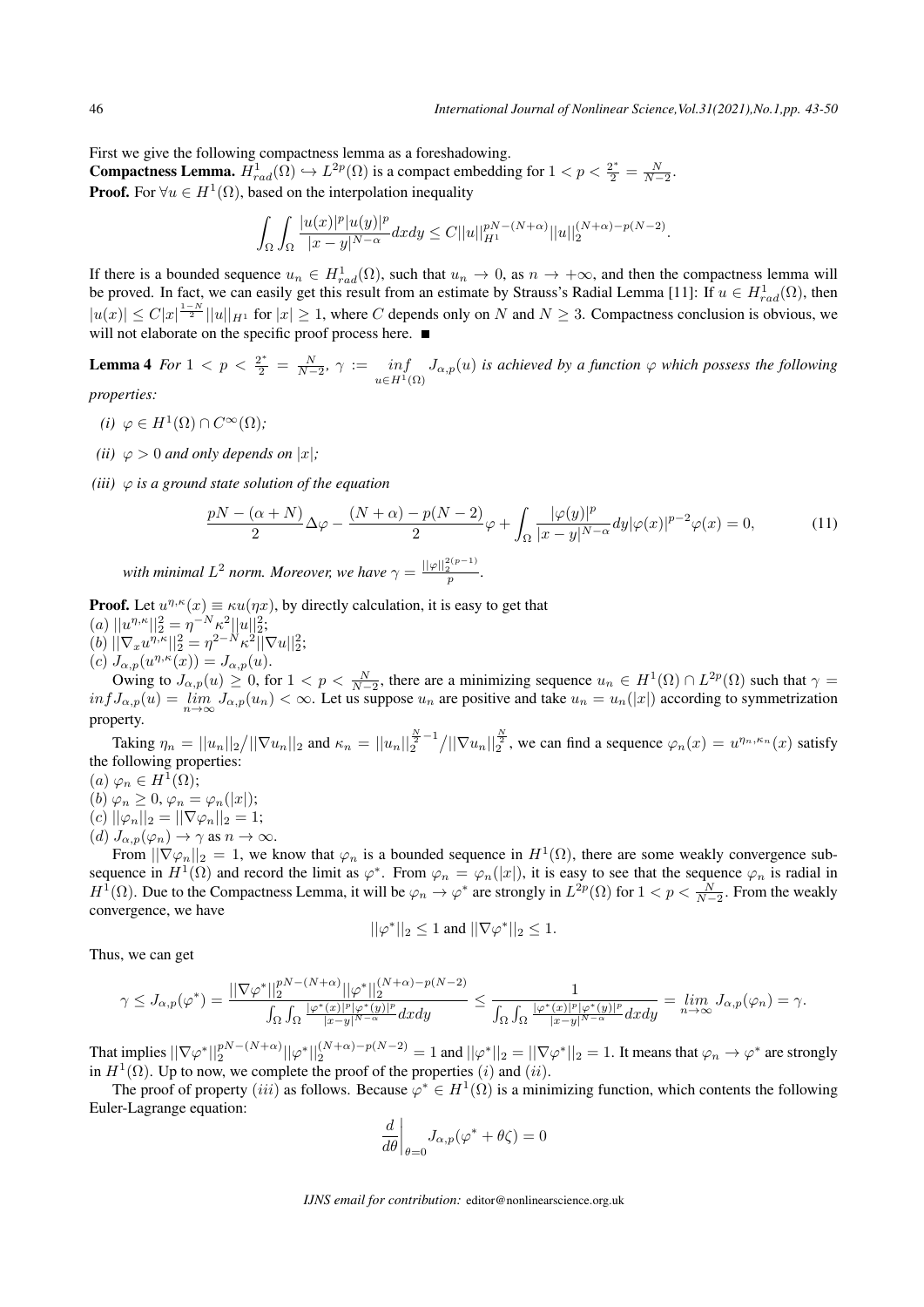First we give the following compactness lemma as a foreshadowing.

**Compactness Lemma.** $H^1_{rad}(\Omega) \hookrightarrow L^{2p}(\Omega)$ is a compact embedding for $1 < p < \frac{2^*}{2} = \frac{N}{N-2}$.

**Proof.** For $\forall u \in H^1(\Omega)$, based on the interpolation inequality

$$\int_\Omega \int_\Omega \frac{|u(x)|^p |u(y)|^p}{|x-y|^{N-\alpha}} dxdy \leq C||u||_{H^1}^{pN-(N+\alpha)} ||u||_2^{(N+\alpha)-p(N-2)}.$$

If there is a bounded sequence $u_n \in H^1_{rad}(\Omega)$, such that $u_n \to 0$, as $n \to +\infty$, and then the compactness lemma will be proved. In fact, we can easily get this result from an estimate by Strauss's Radial Lemma [11]: If $u \in H^1_{rad}(\Omega)$, then $|u(x)| \leq C|x|^{\frac{1-N}{2}} ||u||_{H^1}$ for $|x| \geq 1$, where $C$ depends only on $N$ and $N \geq 3$. Compactness conclusion is obvious, we will not elaborate on the specific proof process here. ■

**Lemma 4** *For $1 < p < \frac{2^*}{2} = \frac{N}{N-2}$, $\gamma := \inf_{u \in H^1(\Omega)} J_{\alpha,p}(u)$ is achieved by a function $\varphi$ which possess the following properties:*

*(i) $\varphi \in H^1(\Omega) \cap C^\infty(\Omega)$;*

*(ii) $\varphi > 0$ and only depends on $|x|$;*

*(iii) $\varphi$ is a ground state solution of the equation*

$$\frac{pN - (\alpha + N)}{2} \Delta\varphi - \frac{(N+\alpha) - p(N-2)}{2} \varphi + \int_\Omega \frac{|\varphi(y)|^p}{|x-y|^{N-\alpha}} dy |\varphi(x)|^{p-2} \varphi(x) = 0, \tag{11}$$

*with minimal $L^2$ norm. Moreover, we have $\gamma = \frac{||\varphi||_2^{2(p-1)}}{p}$.*

**Proof.** Let $u^{\eta,\kappa}(x) \equiv \kappa u(\eta x)$, by directly calculation, it is easy to get that
$(a)$ $||u^{\eta,\kappa}||_2^2 = \eta^{-N} \kappa^2 ||u||_2^2$;
$(b)$ $||\nabla_x u^{\eta,\kappa}||_2^2 = \eta^{2-N} \kappa^2 ||\nabla u||_2^2$;
$(c)$ $J_{\alpha,p}(u^{\eta,\kappa}(x)) = J_{\alpha,p}(u)$.

Owing to $J_{\alpha,p}(u) \geq 0$, for $1 < p < \frac{N}{N-2}$, there are a minimizing sequence $u_n \in H^1(\Omega) \cap L^{2p}(\Omega)$ such that $\gamma = inf J_{\alpha,p}(u) = \lim_{n\to\infty} J_{\alpha,p}(u_n) < \infty$. Let us suppose $u_n$ are positive and take $u_n = u_n(|x|)$ according to symmetrization property.

Taking $\eta_n = ||u_n||_2 / ||\nabla u_n||_2$ and $\kappa_n = ||u_n||_2^{\frac{N}{2}-1} / ||\nabla u_n||_2^{\frac{N}{2}}$, we can find a sequence $\varphi_n(x) = u^{\eta_n,\kappa_n}(x)$ satisfy the following properties:
$(a)$ $\varphi_n \in H^1(\Omega)$;
$(b)$ $\varphi_n \geq 0$, $\varphi_n = \varphi_n(|x|)$;
$(c)$ $||\varphi_n||_2 = ||\nabla \varphi_n||_2 = 1$;
$(d)$ $J_{\alpha,p}(\varphi_n) \to \gamma$ as $n \to \infty$.

From $||\nabla \varphi_n||_2 = 1$, we know that $\varphi_n$ is a bounded sequence in $H^1(\Omega)$, there are some weakly convergence subsequence in $H^1(\Omega)$ and record the limit as $\varphi^*$. From $\varphi_n = \varphi_n(|x|)$, it is easy to see that the sequence $\varphi_n$ is radial in $H^1(\Omega)$. Due to the Compactness Lemma, it will be $\varphi_n \to \varphi^*$ are strongly in $L^{2p}(\Omega)$ for $1 < p < \frac{N}{N-2}$. From the weakly convergence, we have

$$||\varphi^*||_2 \leq 1 \text{ and } ||\nabla \varphi^*||_2 \leq 1.$$

Thus, we can get

$$\gamma \leq J_{\alpha,p}(\varphi^*) = \frac{||\nabla \varphi^*||_2^{pN-(N+\alpha)} ||\varphi^*||_2^{(N+\alpha)-p(N-2)}}{\int_\Omega \int_\Omega \frac{|\varphi^*(x)|^p |\varphi^*(y)|^p}{|x-y|^{N-\alpha}} dxdy} \leq \frac{1}{\int_\Omega \int_\Omega \frac{|\varphi^*(x)|^p |\varphi^*(y)|^p}{|x-y|^{N-\alpha}} dxdy} = \lim_{n\to\infty} J_{\alpha,p}(\varphi_n) = \gamma.$$

That implies $||\nabla \varphi^*||_2^{pN-(N+\alpha)} ||\varphi^*||_2^{(N+\alpha)-p(N-2)} = 1$ and $||\varphi^*||_2 = ||\nabla \varphi^*||_2 = 1$. It means that $\varphi_n \to \varphi^*$ are strongly in $H^1(\Omega)$. Up to now, we complete the proof of the properties $(i)$ and $(ii)$.

The proof of property $(iii)$ as follows. Because $\varphi^* \in H^1(\Omega)$ is a minimizing function, which contents the following Euler-Lagrange equation:

$$\left.\frac{d}{d\theta}\right|_{\theta=0} J_{\alpha,p}(\varphi^* + \theta\zeta) = 0$$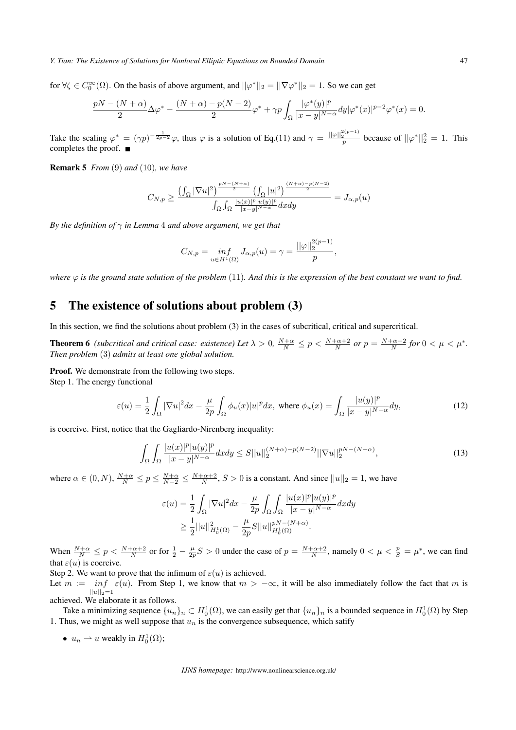for $\forall \zeta \in C_0^\infty(\Omega)$. On the basis of above argument, and $||\varphi^*||_2 = ||\nabla\varphi^*||_2 = 1$. So we can get

$$\frac{pN-(N+\alpha)}{2}\Delta\varphi^* - \frac{(N+\alpha)-p(N-2)}{2}\varphi^* + \gamma p\int_\Omega \frac{|\varphi^*(y)|^p}{|x-y|^{N-\alpha}}dy|\varphi^*(x)|^{p-2}\varphi^*(x) = 0.$$

Take the scaling $\varphi^* = (\gamma p)^{-\frac{1}{2p-2}}\varphi$, thus $\varphi$ is a solution of Eq.(11) and $\gamma = \frac{||\varphi||_2^{2(p-1)}}{p}$ because of $||\varphi^*||_2^2 = 1$. This completes the proof. ■

**Remark 5** *From* (9) *and* (10)*, we have*

$$C_{N,p} \geq \frac{\left(\int_\Omega |\nabla u|^2\right)^{\frac{pN-(N+\alpha)}{2}}\left(\int_\Omega |u|^2\right)^{\frac{(N+\alpha)-p(N-2)}{2}}}{\int_\Omega\int_\Omega \frac{|u(x)|^p|u(y)|^p}{|x-y|^{N-\alpha}}dxdy} = J_{\alpha,p}(u)$$

*By the definition of $\gamma$ in Lemma 4 and above argument, we get that*

$$C_{N,p} = \inf_{u\in H^1(\Omega)} J_{\alpha,p}(u) = \gamma = \frac{||\varphi||_2^{2(p-1)}}{p},$$

*where $\varphi$ is the ground state solution of the problem* (11)*. And this is the expression of the best constant we want to find.*

## 5 The existence of solutions about problem (3)

In this section, we find the solutions about problem (3) in the cases of subcritical, critical and supercritical.

**Theorem 6** *(subcritical and critical case: existence) Let $\lambda > 0$, $\frac{N+\alpha}{N} \leq p < \frac{N+\alpha+2}{N}$ or $p = \frac{N+\alpha+2}{N}$ for $0 < \mu < \mu^*$. Then problem* (3) *admits at least one global solution.*

**Proof.** We demonstrate from the following two steps.
Step 1. The energy functional

$$\varepsilon(u) = \frac{1}{2}\int_\Omega |\nabla u|^2dx - \frac{\mu}{2p}\int_\Omega \phi_u(x)|u|^pdx, \text{ where } \phi_u(x) = \int_\Omega \frac{|u(y)|^p}{|x-y|^{N-\alpha}}dy, \tag{12}$$

is coercive. First, notice that the Gagliardo-Nirenberg inequality:

$$\int_\Omega\int_\Omega \frac{|u(x)|^p|u(y)|^p}{|x-y|^{N-\alpha}}dxdy \leq S||u||_2^{(N+\alpha)-p(N-2)}||\nabla u||_2^{pN-(N+\alpha)}, \tag{13}$$

where $\alpha \in (0, N)$, $\frac{N+\alpha}{N} \leq p \leq \frac{N+\alpha}{N-2} \leq \frac{N+\alpha+2}{N}$, $S > 0$ is a constant. And since $||u||_2 = 1$, we have

$$\begin{aligned}\varepsilon(u) &= \frac{1}{2}\int_\Omega |\nabla u|^2dx - \frac{\mu}{2p}\int_\Omega\int_\Omega \frac{|u(x)|^p|u(y)|^p}{|x-y|^{N-\alpha}}dxdy \\ &\geq \frac{1}{2}||u||^2_{H_0^1(\Omega)} - \frac{\mu}{2p}S||u||^{pN-(N+\alpha)}_{H_0^1(\Omega)}.\end{aligned}$$

When $\frac{N+\alpha}{N} \leq p < \frac{N+\alpha+2}{N}$ or for $\frac{1}{2} - \frac{\mu}{2p}S > 0$ under the case of $p = \frac{N+\alpha+2}{N}$, namely $0 < \mu < \frac{p}{S} = \mu^*$, we can find that $\varepsilon(u)$ is coercive.
Step 2. We want to prove that the infimum of $\varepsilon(u)$ is achieved.
Let $m := \inf_{||u||_2=1} \varepsilon(u)$. From Step 1, we know that $m > -\infty$, it will be also immediately follow the fact that $m$ is achieved. We elaborate it as follows.

Take a minimizing sequence $\{u_n\}_n \subset H_0^1(\Omega)$, we can easily get that $\{u_n\}_n$ is a bounded sequence in $H_0^1(\Omega)$ by Step 1. Thus, we might as well suppose that $u_n$ is the convergence subsequence, which satisfy

- $u_n \rightharpoonup u$ weakly in $H_0^1(\Omega)$;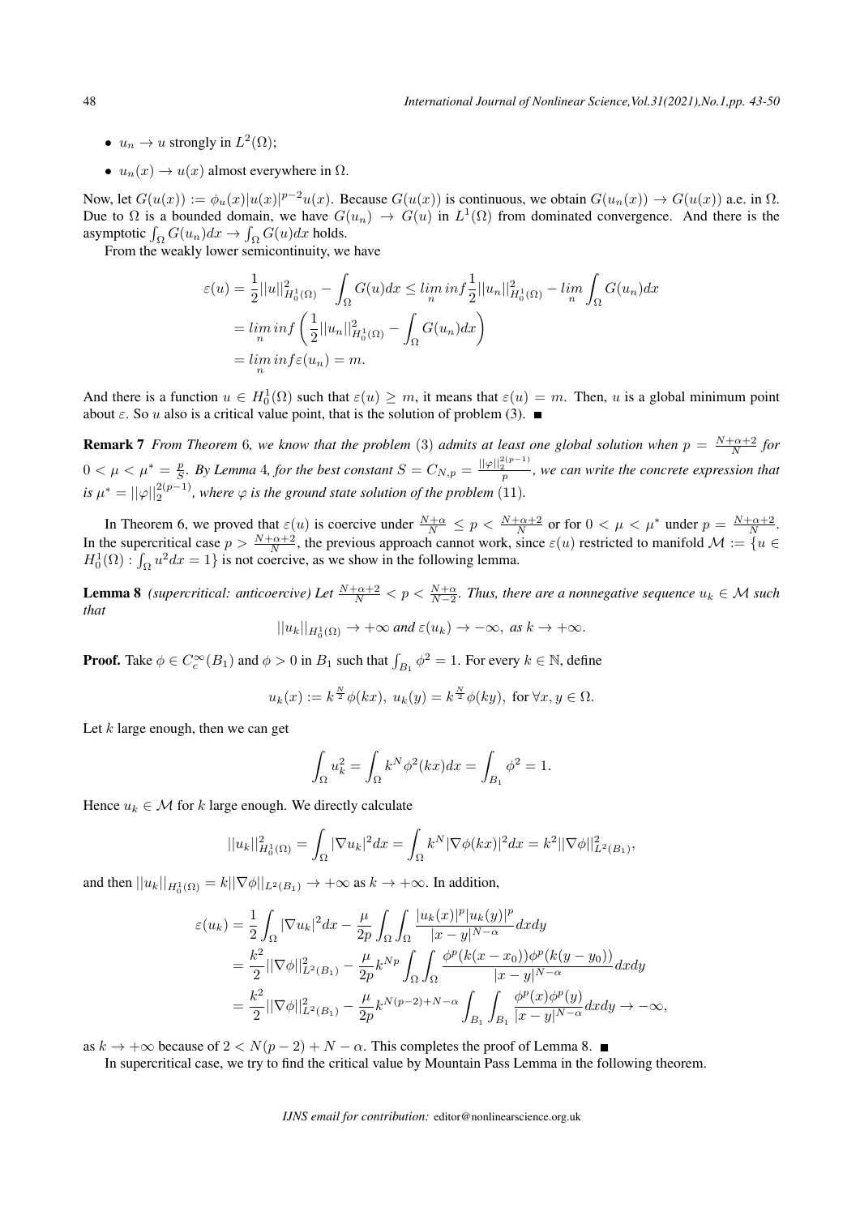- $u_n \to u$ strongly in $L^2(\Omega)$;
- $u_n(x) \to u(x)$ almost everywhere in $\Omega$.

Now, let $G(u(x)) := \phi_u(x)|u(x)|^{p-2}u(x)$. Because $G(u(x))$ is continuous, we obtain $G(u_n(x)) \to G(u(x))$ a.e. in $\Omega$. Due to $\Omega$ is a bounded domain, we have $G(u_n) \to G(u)$ in $L^1(\Omega)$ from dominated convergence. And there is the asymptotic $\int_\Omega G(u_n)dx \to \int_\Omega G(u)dx$ holds.

From the weakly lower semicontinuity, we have

$$
\begin{aligned}
\varepsilon(u) &= \frac{1}{2}||u||^2_{H_0^1(\Omega)} - \int_\Omega G(u)dx \le \lim_n inf \frac{1}{2}||u_n||^2_{H_0^1(\Omega)} - \lim_n \int_\Omega G(u_n)dx \\
&= \lim_n inf \left( \frac{1}{2}||u_n||^2_{H_0^1(\Omega)} - \int_\Omega G(u_n)dx \right) \\
&= \lim_n inf \varepsilon(u_n) = m.
\end{aligned}
$$

And there is a function $u \in H_0^1(\Omega)$ such that $\varepsilon(u) \ge m$, it means that $\varepsilon(u) = m$. Then, $u$ is a global minimum point about $\varepsilon$. So $u$ also is a critical value point, that is the solution of problem (3). ■

**Remark 7** *From Theorem* 6*, we know that the problem* (3) *admits at least one global solution when* $p = \frac{N+\alpha+2}{N}$ *for* $0 < \mu < \mu^* = \frac{p}{S}$*. By Lemma* 4*, for the best constant* $S = C_{N,p} = \frac{||\varphi||_2^{2(p-1)}}{p}$*, we can write the concrete expression that is* $\mu^* = ||\varphi||_2^{2(p-1)}$*, where* $\varphi$ *is the ground state solution of the problem* (11)*.*

In Theorem 6, we proved that $\varepsilon(u)$ is coercive under $\frac{N+\alpha}{N} \le p < \frac{N+\alpha+2}{N}$ or for $0 < \mu < \mu^*$ under $p = \frac{N+\alpha+2}{N}$. In the supercritical case $p > \frac{N+\alpha+2}{N}$, the previous approach cannot work, since $\varepsilon(u)$ restricted to manifold $\mathcal{M} := \{u \in H_0^1(\Omega) : \int_\Omega u^2 dx = 1\}$ is not coercive, as we show in the following lemma.

**Lemma 8** *(supercritical: anticoercive) Let* $\frac{N+\alpha+2}{N} < p < \frac{N+\alpha}{N-2}$*. Thus, there are a nonnegative sequence* $u_k \in \mathcal{M}$ *such that*

$$
||u_k||_{H_0^1(\Omega)} \to +\infty \text{ and } \varepsilon(u_k) \to -\infty, \text{ as } k \to +\infty.
$$

**Proof.** Take $\phi \in C_c^\infty(B_1)$ and $\phi > 0$ in $B_1$ such that $\int_{B_1} \phi^2 = 1$. For every $k \in \mathbb{N}$, define

$$
u_k(x) := k^{\frac{N}{2}}\phi(kx),\ u_k(y) = k^{\frac{N}{2}}\phi(ky),\ \text{for } \forall x, y \in \Omega.
$$

Let $k$ large enough, then we can get

$$
\int_\Omega u_k^2 = \int_\Omega k^N \phi^2(kx)dx = \int_{B_1} \phi^2 = 1.
$$

Hence $u_k \in \mathcal{M}$ for $k$ large enough. We directly calculate

$$
||u_k||^2_{H_0^1(\Omega)} = \int_\Omega |\nabla u_k|^2 dx = \int_\Omega k^N |\nabla \phi(kx)|^2 dx = k^2 ||\nabla \phi||^2_{L^2(B_1)},
$$

and then $||u_k||_{H_0^1(\Omega)} = k||\nabla \phi||_{L^2(B_1)} \to +\infty$ as $k \to +\infty$. In addition,

$$
\begin{aligned}
\varepsilon(u_k) &= \frac{1}{2}\int_\Omega |\nabla u_k|^2 dx - \frac{\mu}{2p}\int_\Omega \int_\Omega \frac{|u_k(x)|^p |u_k(y)|^p}{|x-y|^{N-\alpha}} dxdy \\
&= \frac{k^2}{2}||\nabla \phi||^2_{L^2(B_1)} - \frac{\mu}{2p}k^{Np}\int_\Omega \int_\Omega \frac{\phi^p(k(x-x_0))\phi^p(k(y-y_0))}{|x-y|^{N-\alpha}} dxdy \\
&= \frac{k^2}{2}||\nabla \phi||^2_{L^2(B_1)} - \frac{\mu}{2p}k^{N(p-2)+N-\alpha}\int_{B_1} \int_{B_1} \frac{\phi^p(x)\phi^p(y)}{|x-y|^{N-\alpha}} dxdy \to -\infty,
\end{aligned}
$$

as $k \to +\infty$ because of $2 < N(p-2) + N - \alpha$. This completes the proof of Lemma 8. ■

In supercritical case, we try to find the critical value by Mountain Pass Lemma in the following theorem.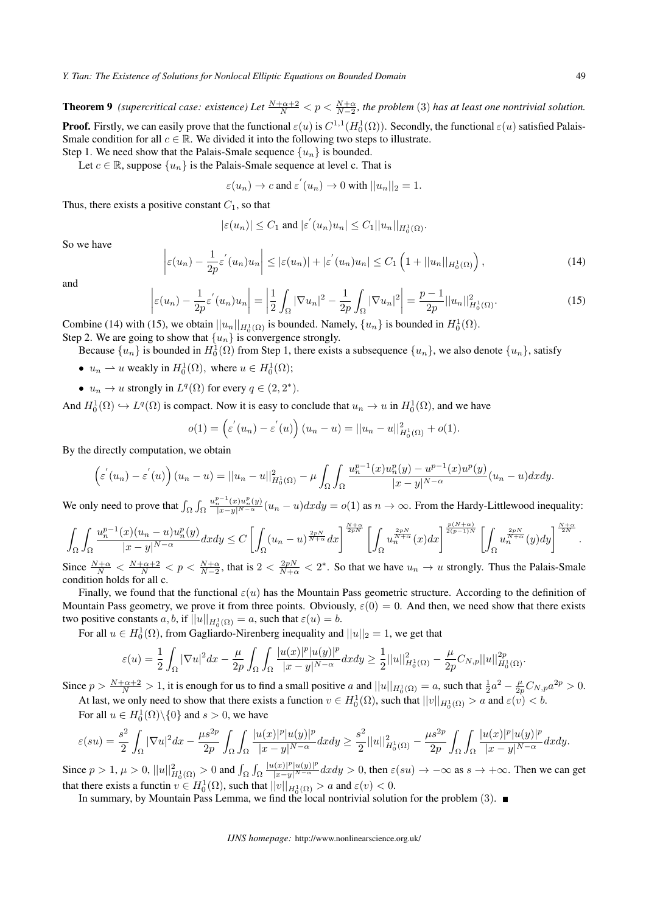**Theorem 9** *(supercritical case: existence) Let $\frac{N+\alpha+2}{N} < p < \frac{N+\alpha}{N-2}$, the problem* (3) *has at least one nontrivial solution.*

**Proof.** Firstly, we can easily prove that the functional $\varepsilon(u)$ is $C^{1,1}(H_0^1(\Omega))$. Secondly, the functional $\varepsilon(u)$ satisfied Palais-Smale condition for all $c \in \mathbb{R}$. We divided it into the following two steps to illustrate.

Step 1. We need show that the Palais-Smale sequence $\{u_n\}$ is bounded.

Let $c \in \mathbb{R}$, suppose $\{u_n\}$ is the Palais-Smale sequence at level c. That is

$$\varepsilon(u_n) \to c \text{ and } \varepsilon^{'}(u_n) \to 0 \text{ with } ||u_n||_2 = 1.$$

Thus, there exists a positive constant $C_1$, so that

$$|\varepsilon(u_n)| \le C_1 \text{ and } |\varepsilon^{'}(u_n)u_n| \le C_1 ||u_n||_{H_0^1(\Omega)}.$$

So we have

$$\left| \varepsilon(u_n) - \frac{1}{2p}\varepsilon^{'}(u_n)u_n \right| \le |\varepsilon(u_n)| + |\varepsilon^{'}(u_n)u_n| \le C_1 \left(1 + ||u_n||_{H_0^1(\Omega)}\right), \tag{14}$$

and

$$\left| \varepsilon(u_n) - \frac{1}{2p}\varepsilon^{'}(u_n)u_n \right| = \left| \frac{1}{2}\int_\Omega |\nabla u_n|^2 - \frac{1}{2p}\int_\Omega |\nabla u_n|^2 \right| = \frac{p-1}{2p}||u_n||^2_{H_0^1(\Omega)}. \tag{15}$$

Combine (14) with (15), we obtain $||u_n||_{H_0^1(\Omega)}$ is bounded. Namely, $\{u_n\}$ is bounded in $H_0^1(\Omega)$.

Step 2. We are going to show that $\{u_n\}$ is convergence strongly.

Because $\{u_n\}$ is bounded in $H_0^1(\Omega)$ from Step 1, there exists a subsequence $\{u_n\}$, we also denote $\{u_n\}$, satisfy

- $u_n \rightharpoonup u$ weakly in $H_0^1(\Omega)$, where $u \in H_0^1(\Omega)$;
- $u_n \to u$ strongly in $L^q(\Omega)$ for every $q \in (2, 2^*)$.

And $H_0^1(\Omega) \hookrightarrow L^q(\Omega)$ is compact. Now it is easy to conclude that $u_n \to u$ in $H_0^1(\Omega)$, and we have

$$o(1) = \left(\varepsilon^{'}(u_n) - \varepsilon^{'}(u)\right)(u_n - u) = ||u_n - u||^2_{H_0^1(\Omega)} + o(1).$$

By the directly computation, we obtain

$$\left(\varepsilon^{'}(u_n) - \varepsilon^{'}(u)\right)(u_n - u) = ||u_n - u||^2_{H_0^1(\Omega)} - \mu \int_\Omega\int_\Omega \frac{u_n^{p-1}(x)u_n^p(y) - u^{p-1}(x)u^p(y)}{|x-y|^{N-\alpha}}(u_n - u)dxdy.$$

We only need to prove that $\int_\Omega\int_\Omega \frac{u_n^{p-1}(x)u_n^p(y)}{|x-y|^{N-\alpha}}(u_n - u)dxdy = o(1)$ as $n \to \infty$. From the Hardy-Littlewood inequality:

$$\int_\Omega\int_\Omega \frac{u_n^{p-1}(x)(u_n-u)u_n^p(y)}{|x-y|^{N-\alpha}}dxdy \le C\left[\int_\Omega (u_n - u)^{\frac{2pN}{N+\alpha}}dx\right]^{\frac{N+\alpha}{2pN}} \left[\int_\Omega u_n^{\frac{2pN}{N+\alpha}}(x)dx\right]^{\frac{p(N+\alpha)}{2(p-1)N}} \left[\int_\Omega u_n^{\frac{2pN}{N+\alpha}}(y)dy\right]^{\frac{N+\alpha}{2N}}.$$

Since $\frac{N+\alpha}{N} < \frac{N+\alpha+2}{N} < p < \frac{N+\alpha}{N-2}$, that is $2 < \frac{2pN}{N+\alpha} < 2^*$. So that we have $u_n \to u$ strongly. Thus the Palais-Smale condition holds for all c.

Finally, we found that the functional $\varepsilon(u)$ has the Mountain Pass geometric structure. According to the definition of Mountain Pass geometry, we prove it from three points. Obviously, $\varepsilon(0) = 0$. And then, we need show that there exists two positive constants $a, b$, if $||u||_{H_0^1(\Omega)} = a$, such that $\varepsilon(u) = b$.

For all $u \in H_0^1(\Omega)$, from Gagliardo-Nirenberg inequality and $||u||_2 = 1$, we get that

$$\varepsilon(u) = \frac{1}{2}\int_\Omega |\nabla u|^2 dx - \frac{\mu}{2p}\int_\Omega\int_\Omega \frac{|u(x)|^p|u(y)|^p}{|x-y|^{N-\alpha}}dxdy \ge \frac{1}{2}||u||^2_{H_0^1(\Omega)} - \frac{\mu}{2p}C_{N,p}||u||^{2p}_{H_0^1(\Omega)}.$$

Since $p > \frac{N+\alpha+2}{N} > 1$, it is enough for us to find a small positive $a$ and $||u||_{H_0^1(\Omega)} = a$, such that $\frac{1}{2}a^2 - \frac{\mu}{2p}C_{N,p}a^{2p} > 0$.

At last, we only need to show that there exists a function $v \in H_0^1(\Omega)$, such that $||v||_{H_0^1(\Omega)} > a$ and $\varepsilon(v) < b$.

For all $u \in H_0^1(\Omega)\backslash\{0\}$ and $s > 0$, we have

$$\varepsilon(su) = \frac{s^2}{2}\int_\Omega |\nabla u|^2 dx - \frac{\mu s^{2p}}{2p}\int_\Omega\int_\Omega \frac{|u(x)|^p|u(y)|^p}{|x-y|^{N-\alpha}}dxdy \ge \frac{s^2}{2}||u||^2_{H_0^1(\Omega)} - \frac{\mu s^{2p}}{2p}\int_\Omega\int_\Omega \frac{|u(x)|^p|u(y)|^p}{|x-y|^{N-\alpha}}dxdy.$$

Since $p > 1$, $\mu > 0$, $||u||^2_{H_0^1(\Omega)} > 0$ and $\int_\Omega\int_\Omega \frac{|u(x)|^p|u(y)|^p}{|x-y|^{N-\alpha}}dxdy > 0$, then $\varepsilon(su) \to -\infty$ as $s \to +\infty$. Then we can get that there exists a functin $v \in H_0^1(\Omega)$, such that $||v||_{H_0^1(\Omega)} > a$ and $\varepsilon(v) < 0$.

In summary, by Mountain Pass Lemma, we find the local nontrivial solution for the problem (3). ■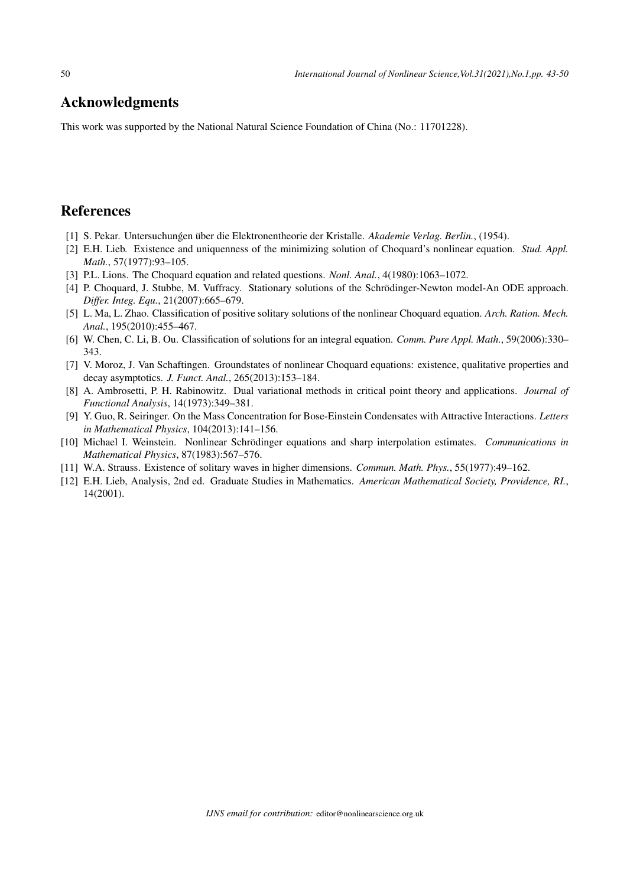## Acknowledgments

This work was supported by the National Natural Science Foundation of China (No.: 11701228).

## References

[1] S. Pekar. Untersuchungen über die Elektronentheorie der Kristalle. *Akademie Verlag. Berlin.*, (1954).

[2] E.H. Lieb. Existence and uniquenness of the minimizing solution of Choquard's nonlinear equation. *Stud. Appl. Math.*, 57(1977):93–105.

[3] P.L. Lions. The Choquard equation and related questions. *Nonl. Anal.*, 4(1980):1063–1072.

[4] P. Choquard, J. Stubbe, M. Vuffracy. Stationary solutions of the Schrödinger-Newton model-An ODE approach. *Differ. Integ. Equ.*, 21(2007):665–679.

[5] L. Ma, L. Zhao. Classification of positive solitary solutions of the nonlinear Choquard equation. *Arch. Ration. Mech. Anal.*, 195(2010):455–467.

[6] W. Chen, C. Li, B. Ou. Classification of solutions for an integral equation. *Comm. Pure Appl. Math.*, 59(2006):330–343.

[7] V. Moroz, J. Van Schaftingen. Groundstates of nonlinear Choquard equations: existence, qualitative properties and decay asymptotics. *J. Funct. Anal.*, 265(2013):153–184.

[8] A. Ambrosetti, P. H. Rabinowitz. Dual variational methods in critical point theory and applications. *Journal of Functional Analysis*, 14(1973):349–381.

[9] Y. Guo, R. Seiringer. On the Mass Concentration for Bose-Einstein Condensates with Attractive Interactions. *Letters in Mathematical Physics*, 104(2013):141–156.

[10] Michael I. Weinstein. Nonlinear Schrödinger equations and sharp interpolation estimates. *Communications in Mathematical Physics*, 87(1983):567–576.

[11] W.A. Strauss. Existence of solitary waves in higher dimensions. *Commun. Math. Phys.*, 55(1977):49–162.

[12] E.H. Lieb, Analysis, 2nd ed. Graduate Studies in Mathematics. *American Mathematical Society, Providence, RI.*, 14(2001).